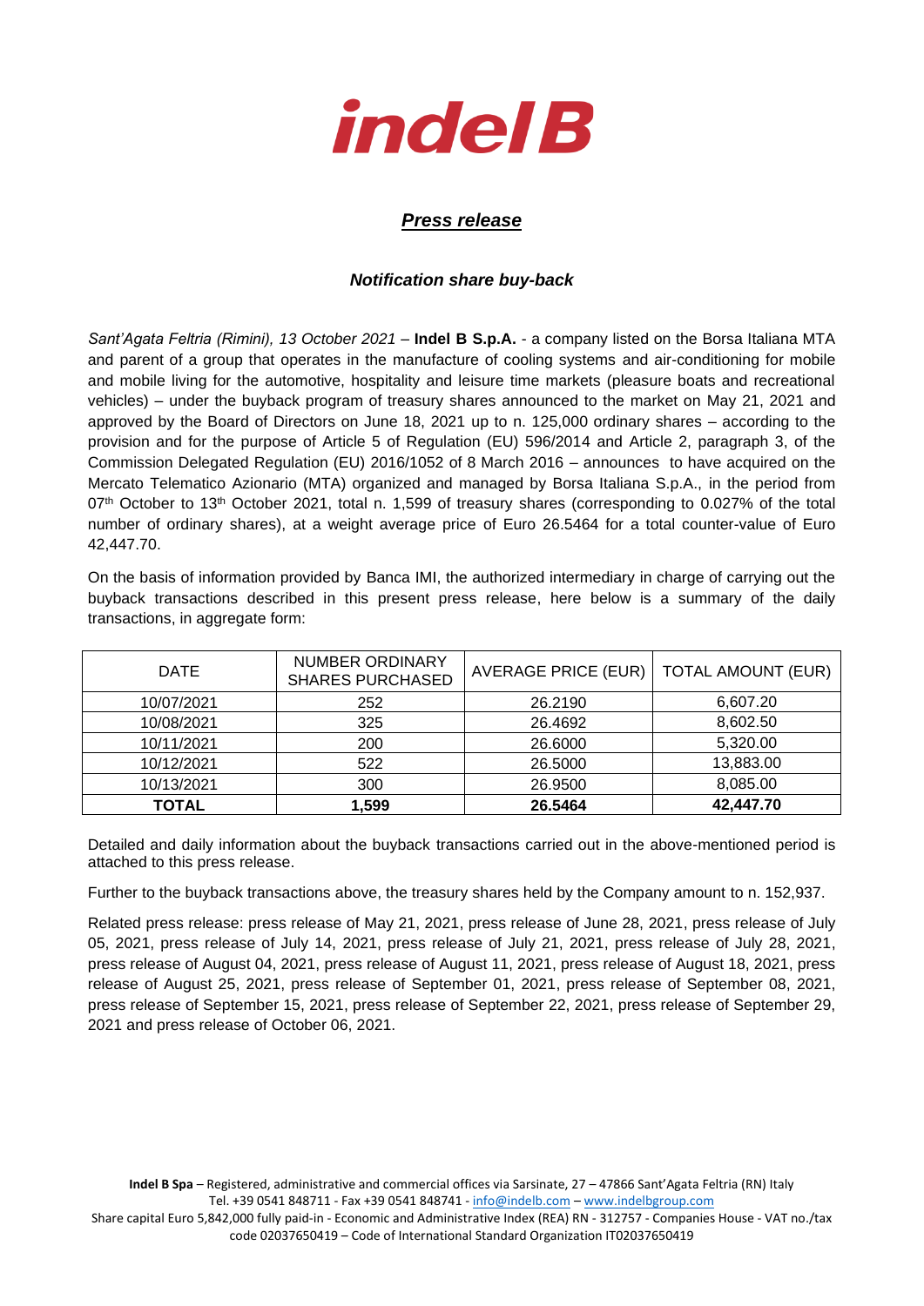# indel B

## *Press release*

### *Notification share buy-back*

*Sant'Agata Feltria (Rimini), 13 October 2021* – **Indel B S.p.A.** - a company listed on the Borsa Italiana MTA and parent of a group that operates in the manufacture of cooling systems and air-conditioning for mobile and mobile living for the automotive, hospitality and leisure time markets (pleasure boats and recreational vehicles) – under the buyback program of treasury shares announced to the market on May 21, 2021 and approved by the Board of Directors on June 18, 2021 up to n. 125,000 ordinary shares – according to the provision and for the purpose of Article 5 of Regulation (EU) 596/2014 and Article 2, paragraph 3, of the Commission Delegated Regulation (EU) 2016/1052 of 8 March 2016 – announces to have acquired on the Mercato Telematico Azionario (MTA) organized and managed by Borsa Italiana S.p.A., in the period from 07th October to 13th October 2021, total n. 1,599 of treasury shares (corresponding to 0.027% of the total number of ordinary shares), at a weight average price of Euro 26.5464 for a total counter-value of Euro 42,447.70.

On the basis of information provided by Banca IMI, the authorized intermediary in charge of carrying out the buyback transactions described in this present press release, here below is a summary of the daily transactions, in aggregate form:

| DATE | NUMBER ORDINARY SHARES PURCHASED | AVERAGE PRICE (EUR) | TOTAL AMOUNT (EUR) |
|---|---|---|---|
| 10/07/2021 | 252 | 26.2190 | 6,607.20 |
| 10/08/2021 | 325 | 26.4692 | 8,602.50 |
| 10/11/2021 | 200 | 26.6000 | 5,320.00 |
| 10/12/2021 | 522 | 26.5000 | 13,883.00 |
| 10/13/2021 | 300 | 26.9500 | 8,085.00 |
| **TOTAL** | **1,599** | **26.5464** | **42,447.70** |

Detailed and daily information about the buyback transactions carried out in the above-mentioned period is attached to this press release.

Further to the buyback transactions above, the treasury shares held by the Company amount to n. 152,937.

Related press release: press release of May 21, 2021, press release of June 28, 2021, press release of July 05, 2021, press release of July 14, 2021, press release of July 21, 2021, press release of July 28, 2021, press release of August 04, 2021, press release of August 11, 2021, press release of August 18, 2021, press release of August 25, 2021, press release of September 01, 2021, press release of September 08, 2021, press release of September 15, 2021, press release of September 22, 2021, press release of September 29, 2021 and press release of October 06, 2021.

**Indel B Spa** – Registered, administrative and commercial offices via Sarsinate, 27 – 47866 Sant'Agata Feltria (RN) Italy
Tel. +39 0541 848711 - Fax +39 0541 848741 - info@indelb.com – www.indelbgroup.com
Share capital Euro 5,842,000 fully paid-in - Economic and Administrative Index (REA) RN - 312757 - Companies House - VAT no./tax code 02037650419 – Code of International Standard Organization IT02037650419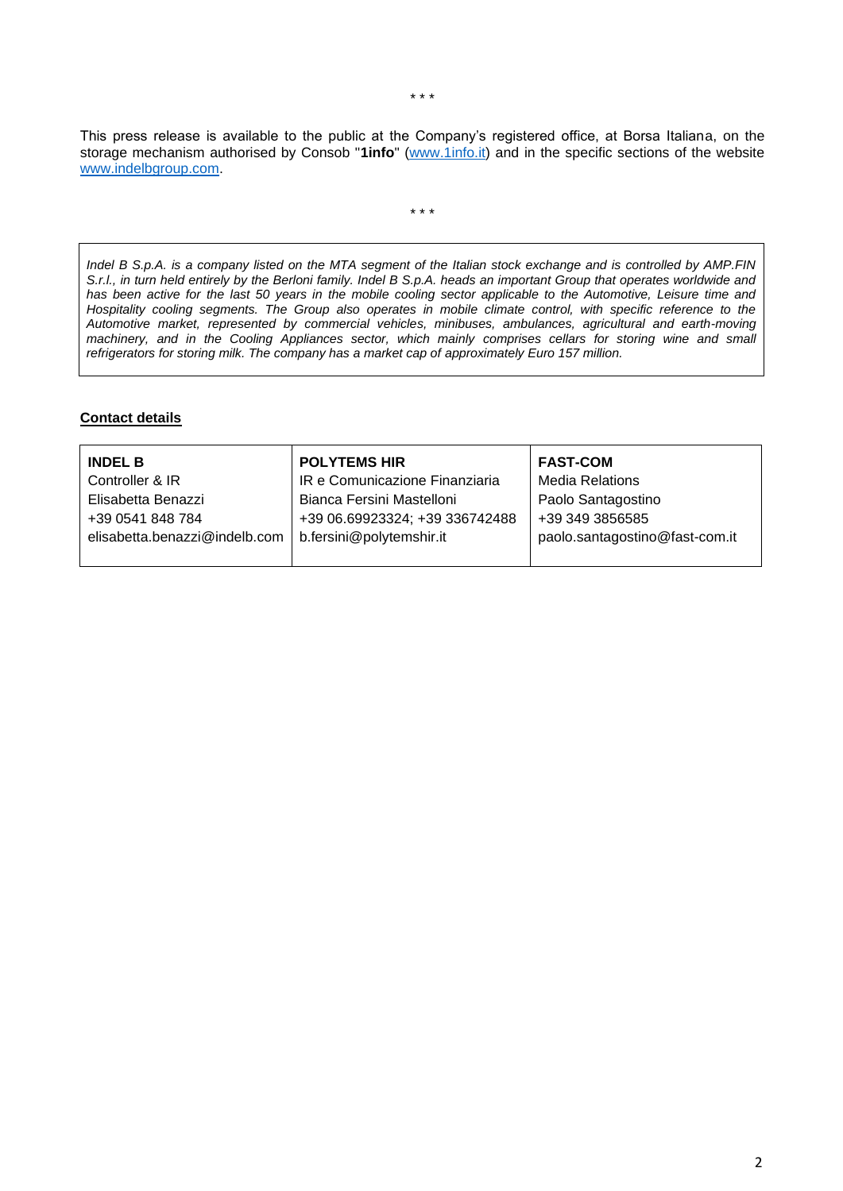\* \* \*

This press release is available to the public at the Company's registered office, at Borsa Italiana, on the storage mechanism authorised by Consob "**1info**" ([www.1info.it](http://www.1info.it)) and in the specific sections of the website [www.indelbgroup.com](http://www.indelbgroup.com).

\* \* \*

*Indel B S.p.A. is a company listed on the MTA segment of the Italian stock exchange and is controlled by AMP.FIN S.r.l., in turn held entirely by the Berloni family. Indel B S.p.A. heads an important Group that operates worldwide and has been active for the last 50 years in the mobile cooling sector applicable to the Automotive, Leisure time and Hospitality cooling segments. The Group also operates in mobile climate control, with specific reference to the Automotive market, represented by commercial vehicles, minibuses, ambulances, agricultural and earth-moving machinery, and in the Cooling Appliances sector, which mainly comprises cellars for storing wine and small refrigerators for storing milk. The company has a market cap of approximately Euro 157 million.*

**Contact details**

| **INDEL B** | **POLYTEMS HIR** | **FAST-COM** |
|---|---|---|
| Controller & IR | IR e Comunicazione Finanziaria | Media Relations |
| Elisabetta Benazzi | Bianca Fersini Mastelloni | Paolo Santagostino |
| +39 0541 848 784 | +39 06.69923324; +39 336742488 | +39 349 3856585 |
| elisabetta.benazzi@indelb.com | b.fersini@polytemshir.it | paolo.santagostino@fast-com.it |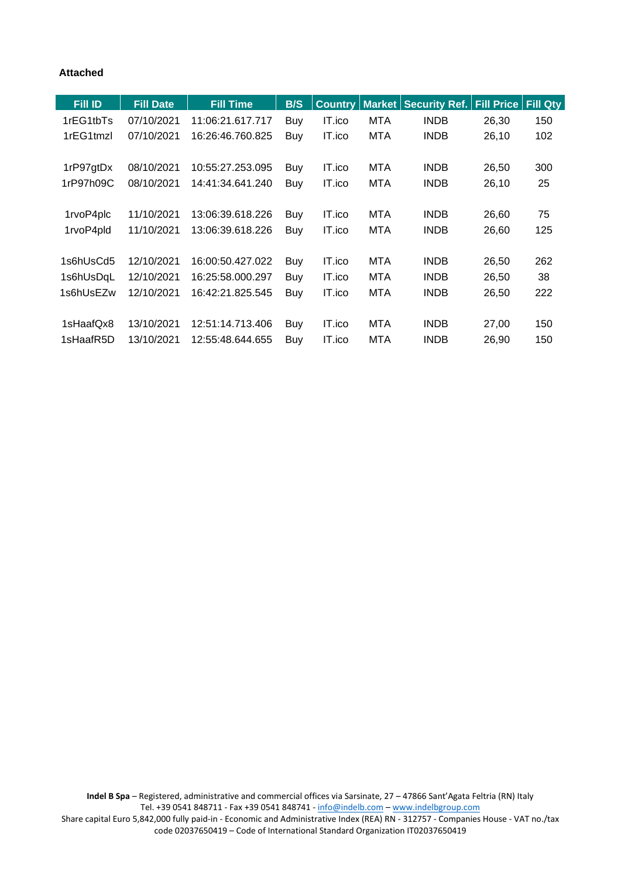**Attached**

| Fill ID | Fill Date | Fill Time | B/S | Country | Market | Security Ref. | Fill Price | Fill Qty |
|---|---|---|---|---|---|---|---|---|
| 1rEG1tbTs | 07/10/2021 | 11:06:21.617.717 | Buy | IT.ico | MTA | INDB | 26,30 | 150 |
| 1rEG1tmzl | 07/10/2021 | 16:26:46.760.825 | Buy | IT.ico | MTA | INDB | 26,10 | 102 |
| 1rP97gtDx | 08/10/2021 | 10:55:27.253.095 | Buy | IT.ico | MTA | INDB | 26,50 | 300 |
| 1rP97h09C | 08/10/2021 | 14:41:34.641.240 | Buy | IT.ico | MTA | INDB | 26,10 | 25 |
| 1rvoP4plc | 11/10/2021 | 13:06:39.618.226 | Buy | IT.ico | MTA | INDB | 26,60 | 75 |
| 1rvoP4pld | 11/10/2021 | 13:06:39.618.226 | Buy | IT.ico | MTA | INDB | 26,60 | 125 |
| 1s6hUsCd5 | 12/10/2021 | 16:00:50.427.022 | Buy | IT.ico | MTA | INDB | 26,50 | 262 |
| 1s6hUsDqL | 12/10/2021 | 16:25:58.000.297 | Buy | IT.ico | MTA | INDB | 26,50 | 38 |
| 1s6hUsEZw | 12/10/2021 | 16:42:21.825.545 | Buy | IT.ico | MTA | INDB | 26,50 | 222 |
| 1sHaafQx8 | 13/10/2021 | 12:51:14.713.406 | Buy | IT.ico | MTA | INDB | 27,00 | 150 |
| 1sHaafR5D | 13/10/2021 | 12:55:48.644.655 | Buy | IT.ico | MTA | INDB | 26,90 | 150 |

**Indel B Spa** – Registered, administrative and commercial offices via Sarsinate, 27 – 47866 Sant'Agata Feltria (RN) Italy
Tel. +39 0541 848711 - Fax +39 0541 848741 - info@indelb.com – www.indelbgroup.com
Share capital Euro 5,842,000 fully paid-in - Economic and Administrative Index (REA) RN - 312757 - Companies House - VAT no./tax code 02037650419 – Code of International Standard Organization IT02037650419